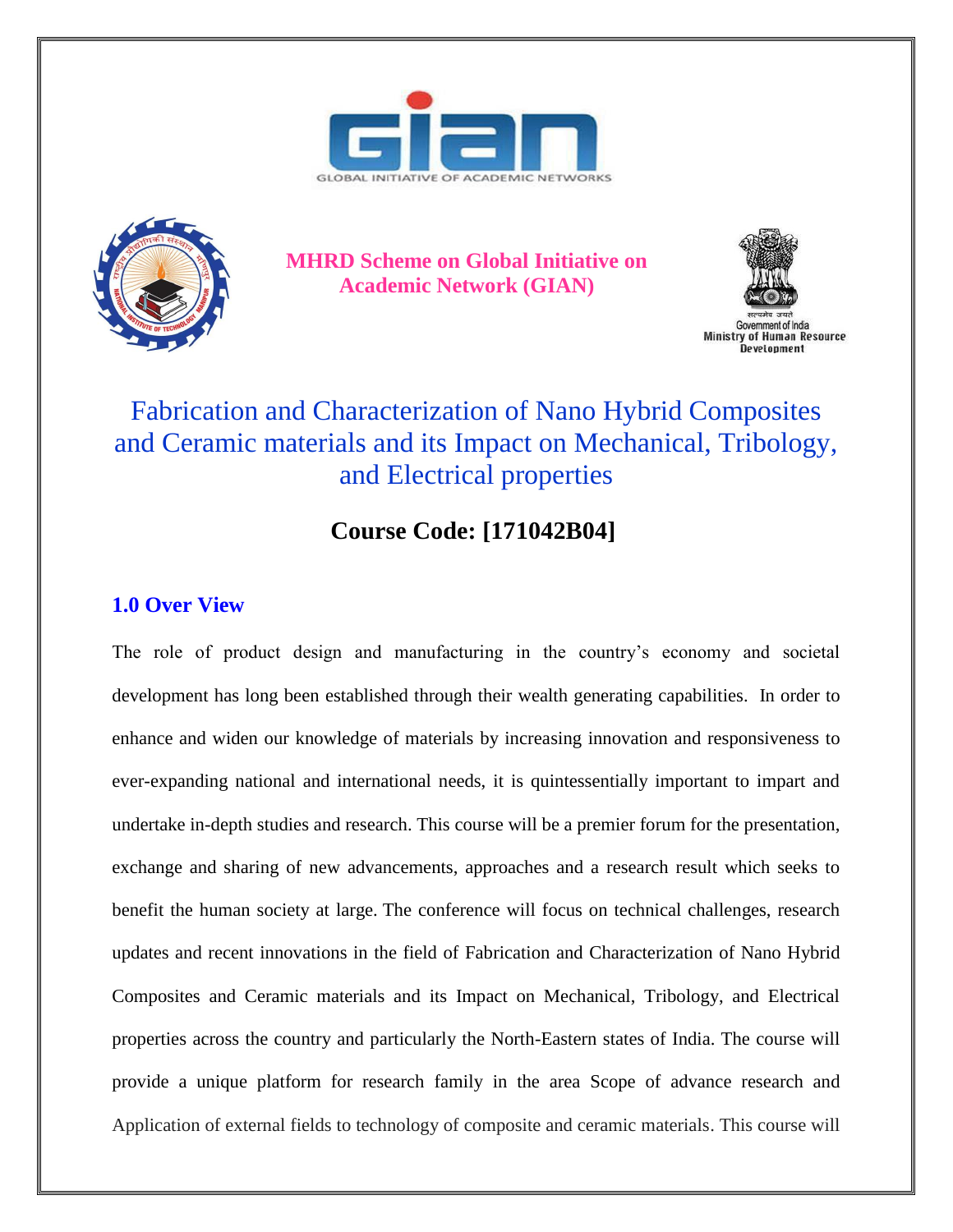GLOBAL INITIATIVE OF ACADEMIC NETWORKS

**MHRD Scheme on Global Initiative on Academic Network (GIAN)**

Government of India
Ministry of Human Resource Development

# Fabrication and Characterization of Nano Hybrid Composites and Ceramic materials and its Impact on Mechanical, Tribology, and Electrical properties

## Course Code: [171042B04]

### 1.0 Over View

The role of product design and manufacturing in the country's economy and societal development has long been established through their wealth generating capabilities. In order to enhance and widen our knowledge of materials by increasing innovation and responsiveness to ever-expanding national and international needs, it is quintessentially important to impart and undertake in-depth studies and research. This course will be a premier forum for the presentation, exchange and sharing of new advancements, approaches and a research result which seeks to benefit the human society at large. The conference will focus on technical challenges, research updates and recent innovations in the field of Fabrication and Characterization of Nano Hybrid Composites and Ceramic materials and its Impact on Mechanical, Tribology, and Electrical properties across the country and particularly the North-Eastern states of India. The course will provide a unique platform for research family in the area Scope of advance research and Application of external fields to technology of composite and ceramic materials. This course will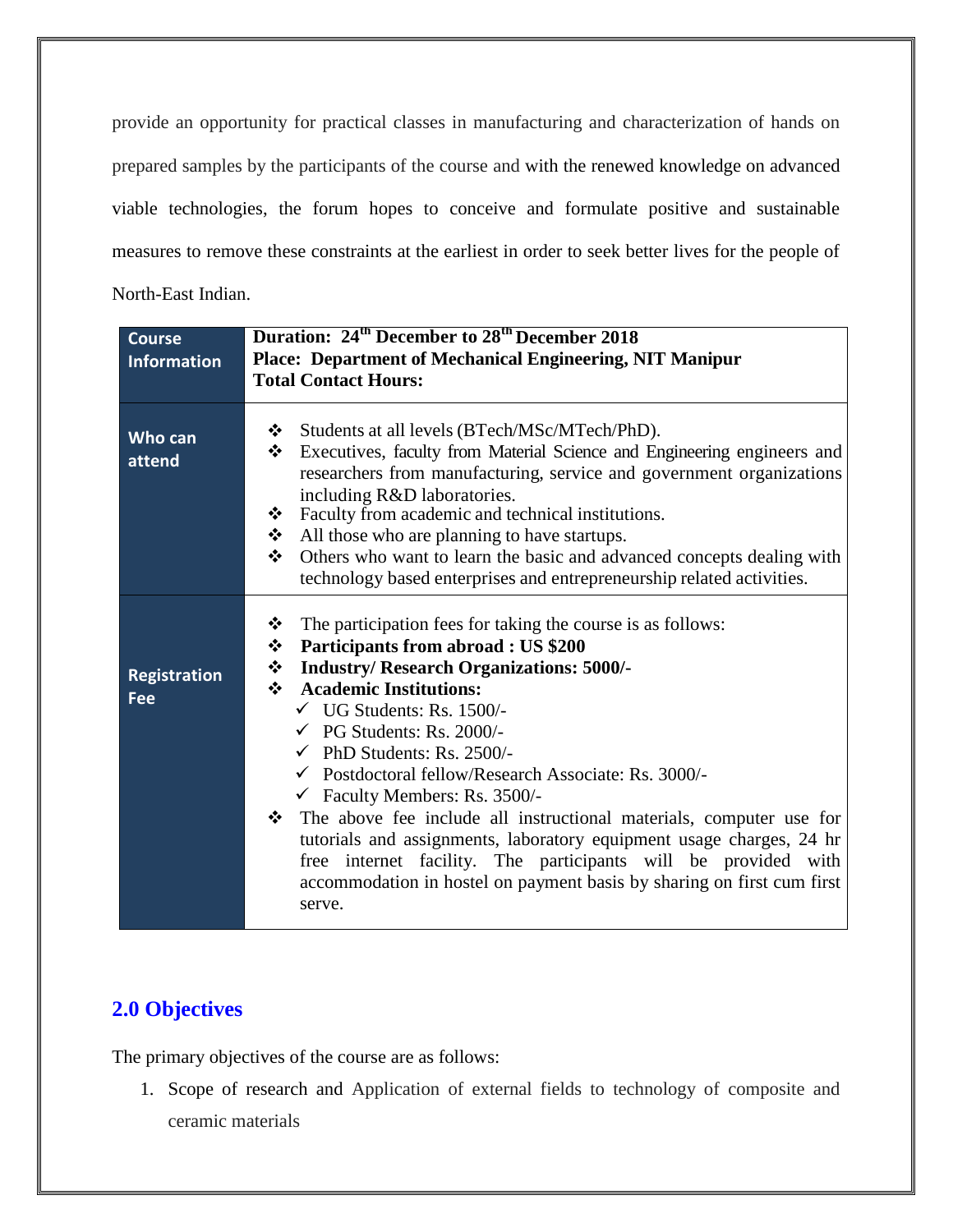provide an opportunity for practical classes in manufacturing and characterization of hands on prepared samples by the participants of the course and with the renewed knowledge on advanced viable technologies, the forum hopes to conceive and formulate positive and sustainable measures to remove these constraints at the earliest in order to seek better lives for the people of North-East Indian.

| | |
|---|---|
| **Course Information** | **Duration: 24th December to 28th December 2018**<br>**Place: Department of Mechanical Engineering, NIT Manipur**<br>**Total Contact Hours:** |
| **Who can attend** | ❖ Students at all levels (BTech/MSc/MTech/PhD).<br>❖ Executives, faculty from Material Science and Engineering engineers and researchers from manufacturing, service and government organizations including R&D laboratories.<br>❖ Faculty from academic and technical institutions.<br>❖ All those who are planning to have startups.<br>❖ Others who want to learn the basic and advanced concepts dealing with technology based enterprises and entrepreneurship related activities. |
| **Registration Fee** | ❖ The participation fees for taking the course is as follows:<br>❖ **Participants from abroad : US $200**<br>❖ **Industry/ Research Organizations: 5000/-**<br>❖ **Academic Institutions:**<br>✓ UG Students: Rs. 1500/-<br>✓ PG Students: Rs. 2000/-<br>✓ PhD Students: Rs. 2500/-<br>✓ Postdoctoral fellow/Research Associate: Rs. 3000/-<br>✓ Faculty Members: Rs. 3500/-<br>❖ The above fee include all instructional materials, computer use for tutorials and assignments, laboratory equipment usage charges, 24 hr free internet facility. The participants will be provided with accommodation in hostel on payment basis by sharing on first cum first serve. |

## 2.0 Objectives

The primary objectives of the course are as follows:

1. Scope of research and Application of external fields to technology of composite and ceramic materials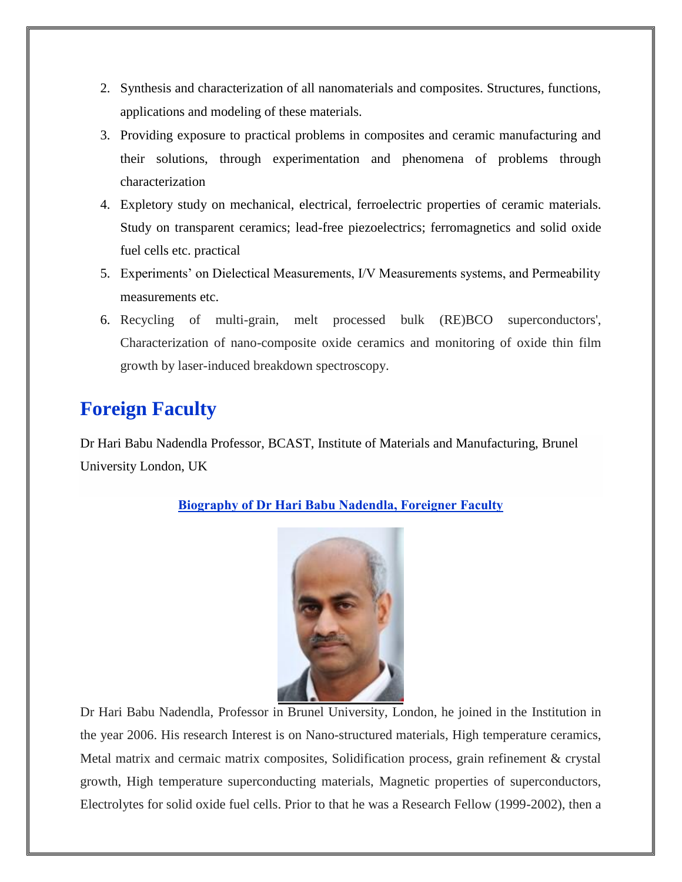2. Synthesis and characterization of all nanomaterials and composites. Structures, functions, applications and modeling of these materials.
3. Providing exposure to practical problems in composites and ceramic manufacturing and their solutions, through experimentation and phenomena of problems through characterization
4. Expletory study on mechanical, electrical, ferroelectric properties of ceramic materials. Study on transparent ceramics; lead-free piezoelectrics; ferromagnetics and solid oxide fuel cells etc. practical
5. Experiments' on Dielectical Measurements, I/V Measurements systems, and Permeability measurements etc.
6. Recycling of multi-grain, melt processed bulk (RE)BCO superconductors', Characterization of nano-composite oxide ceramics and monitoring of oxide thin film growth by laser-induced breakdown spectroscopy.

## Foreign Faculty

Dr Hari Babu Nadendla Professor, BCAST, Institute of Materials and Manufacturing, Brunel University London, UK

**Biography of Dr Hari Babu Nadendla, Foreigner Faculty**

Dr Hari Babu Nadendla, Professor in Brunel University, London, he joined in the Institution in the year 2006. His research Interest is on Nano-structured materials, High temperature ceramics, Metal matrix and cermaic matrix composites, Solidification process, grain refinement & crystal growth, High temperature superconducting materials, Magnetic properties of superconductors, Electrolytes for solid oxide fuel cells. Prior to that he was a Research Fellow (1999-2002), then a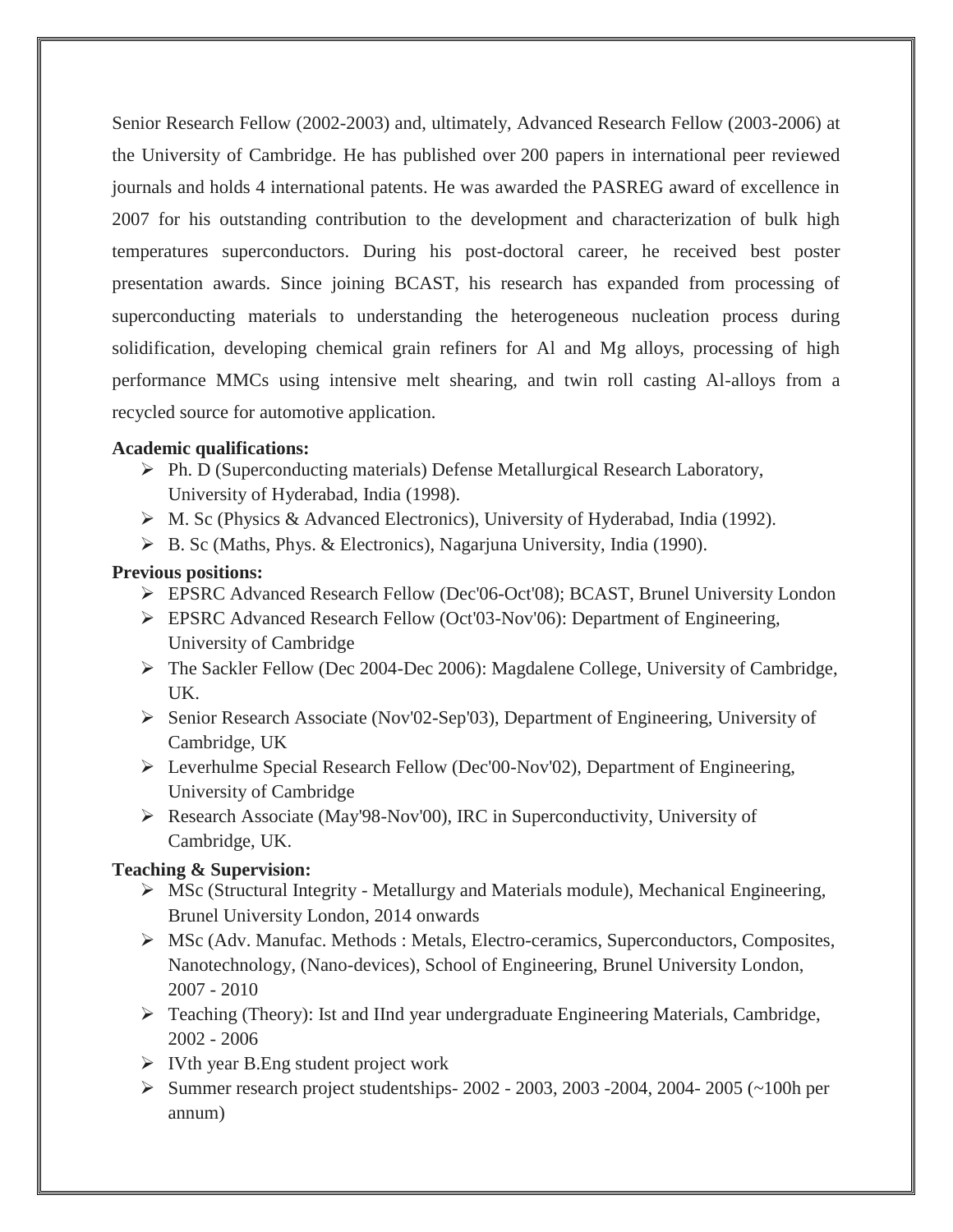Senior Research Fellow (2002-2003) and, ultimately, Advanced Research Fellow (2003-2006) at the University of Cambridge. He has published over 200 papers in international peer reviewed journals and holds 4 international patents. He was awarded the PASREG award of excellence in 2007 for his outstanding contribution to the development and characterization of bulk high temperatures superconductors. During his post-doctoral career, he received best poster presentation awards. Since joining BCAST, his research has expanded from processing of superconducting materials to understanding the heterogeneous nucleation process during solidification, developing chemical grain refiners for Al and Mg alloys, processing of high performance MMCs using intensive melt shearing, and twin roll casting Al-alloys from a recycled source for automotive application.

**Academic qualifications:**

- Ph. D (Superconducting materials) Defense Metallurgical Research Laboratory, University of Hyderabad, India (1998).
- M. Sc (Physics & Advanced Electronics), University of Hyderabad, India (1992).
- B. Sc (Maths, Phys. & Electronics), Nagarjuna University, India (1990).

**Previous positions:**

- EPSRC Advanced Research Fellow (Dec'06-Oct'08); BCAST, Brunel University London
- EPSRC Advanced Research Fellow (Oct'03-Nov'06): Department of Engineering, University of Cambridge
- The Sackler Fellow (Dec 2004-Dec 2006): Magdalene College, University of Cambridge, UK.
- Senior Research Associate (Nov'02-Sep'03), Department of Engineering, University of Cambridge, UK
- Leverhulme Special Research Fellow (Dec'00-Nov'02), Department of Engineering, University of Cambridge
- Research Associate (May'98-Nov'00), IRC in Superconductivity, University of Cambridge, UK.

**Teaching & Supervision:**

- MSc (Structural Integrity - Metallurgy and Materials module), Mechanical Engineering, Brunel University London, 2014 onwards
- MSc (Adv. Manufac. Methods : Metals, Electro-ceramics, Superconductors, Composites, Nanotechnology, (Nano-devices), School of Engineering, Brunel University London, 2007 - 2010
- Teaching (Theory): Ist and IInd year undergraduate Engineering Materials, Cambridge, 2002 - 2006
- IVth year B.Eng student project work
- Summer research project studentships- 2002 - 2003, 2003 -2004, 2004- 2005 (~100h per annum)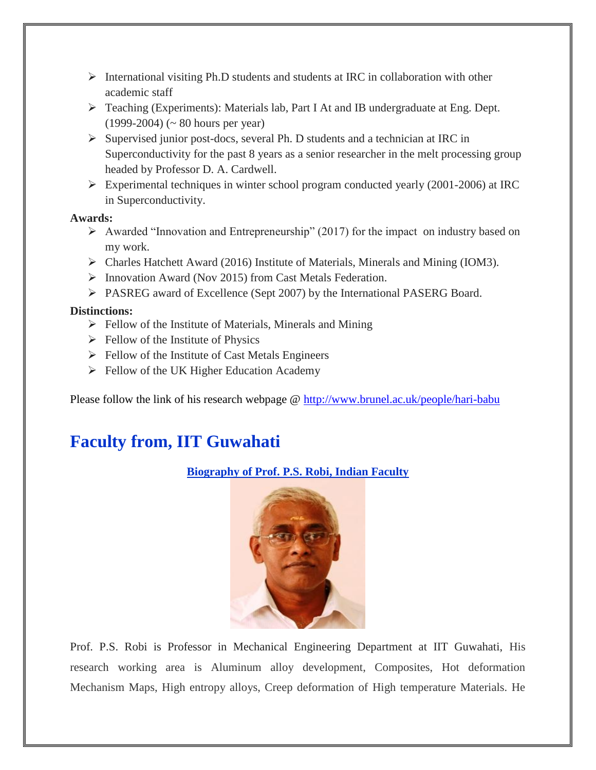- International visiting Ph.D students and students at IRC in collaboration with other academic staff
- Teaching (Experiments): Materials lab, Part I At and IB undergraduate at Eng. Dept. (1999-2004) (~ 80 hours per year)
- Supervised junior post-docs, several Ph. D students and a technician at IRC in Superconductivity for the past 8 years as a senior researcher in the melt processing group headed by Professor D. A. Cardwell.
- Experimental techniques in winter school program conducted yearly (2001-2006) at IRC in Superconductivity.

**Awards:**

- Awarded "Innovation and Entrepreneurship" (2017) for the impact on industry based on my work.
- Charles Hatchett Award (2016) Institute of Materials, Minerals and Mining (IOM3).
- Innovation Award (Nov 2015) from Cast Metals Federation.
- PASREG award of Excellence (Sept 2007) by the International PASERG Board.

**Distinctions:**

- Fellow of the Institute of Materials, Minerals and Mining
- Fellow of the Institute of Physics
- Fellow of the Institute of Cast Metals Engineers
- Fellow of the UK Higher Education Academy

Please follow the link of his research webpage @ http://www.brunel.ac.uk/people/hari-babu

# Faculty from, IIT Guwahati

**Biography of Prof. P.S. Robi, Indian Faculty**

Prof. P.S. Robi is Professor in Mechanical Engineering Department at IIT Guwahati, His research working area is Aluminum alloy development, Composites, Hot deformation Mechanism Maps, High entropy alloys, Creep deformation of High temperature Materials. He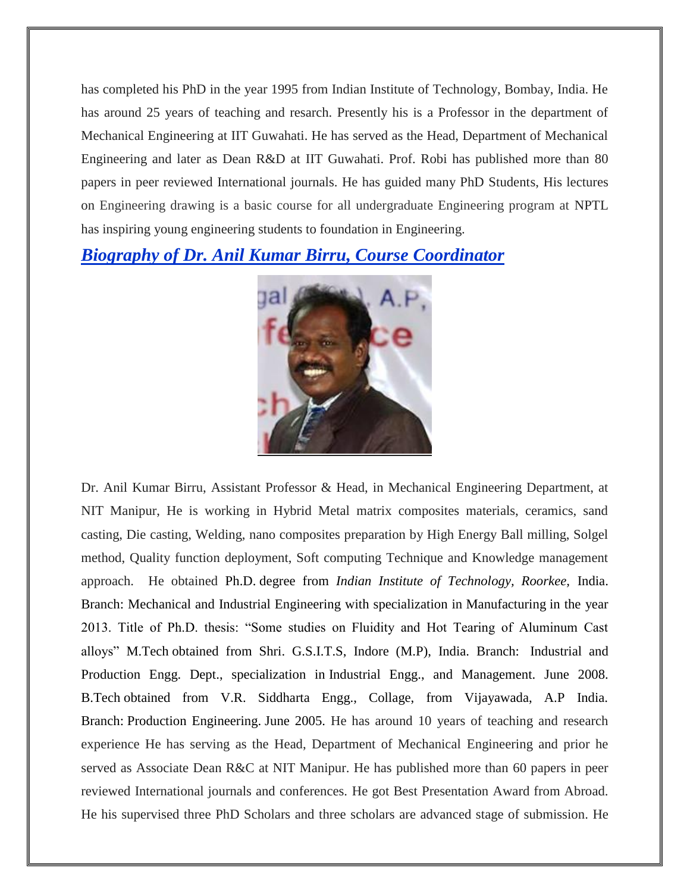has completed his PhD in the year 1995 from Indian Institute of Technology, Bombay, India. He has around 25 years of teaching and resarch. Presently his is a Professor in the department of Mechanical Engineering at IIT Guwahati. He has served as the Head, Department of Mechanical Engineering and later as Dean R&D at IIT Guwahati. Prof. Robi has published more than 80 papers in peer reviewed International journals. He has guided many PhD Students, His lectures on Engineering drawing is a basic course for all undergraduate Engineering program at NPTL has inspiring young engineering students to foundation in Engineering.

## ***Biography of Dr. Anil Kumar Birru, Course Coordinator***

Dr. Anil Kumar Birru, Assistant Professor & Head, in Mechanical Engineering Department, at NIT Manipur, He is working in Hybrid Metal matrix composites materials, ceramics, sand casting, Die casting, Welding, nano composites preparation by High Energy Ball milling, Solgel method, Quality function deployment, Soft computing Technique and Knowledge management approach. He obtained Ph.D. degree from *Indian Institute of Technology, Roorkee,* India. Branch: Mechanical and Industrial Engineering with specialization in Manufacturing in the year 2013. Title of Ph.D. thesis: "Some studies on Fluidity and Hot Tearing of Aluminum Cast alloys" M.Tech obtained from Shri. G.S.I.T.S, Indore (M.P), India. Branch: Industrial and Production Engg. Dept., specialization in Industrial Engg., and Management. June 2008. B.Tech obtained from V.R. Siddharta Engg., Collage, from Vijayawada, A.P India. Branch: Production Engineering. June 2005. He has around 10 years of teaching and research experience He has serving as the Head, Department of Mechanical Engineering and prior he served as Associate Dean R&C at NIT Manipur. He has published more than 60 papers in peer reviewed International journals and conferences. He got Best Presentation Award from Abroad. He his supervised three PhD Scholars and three scholars are advanced stage of submission. He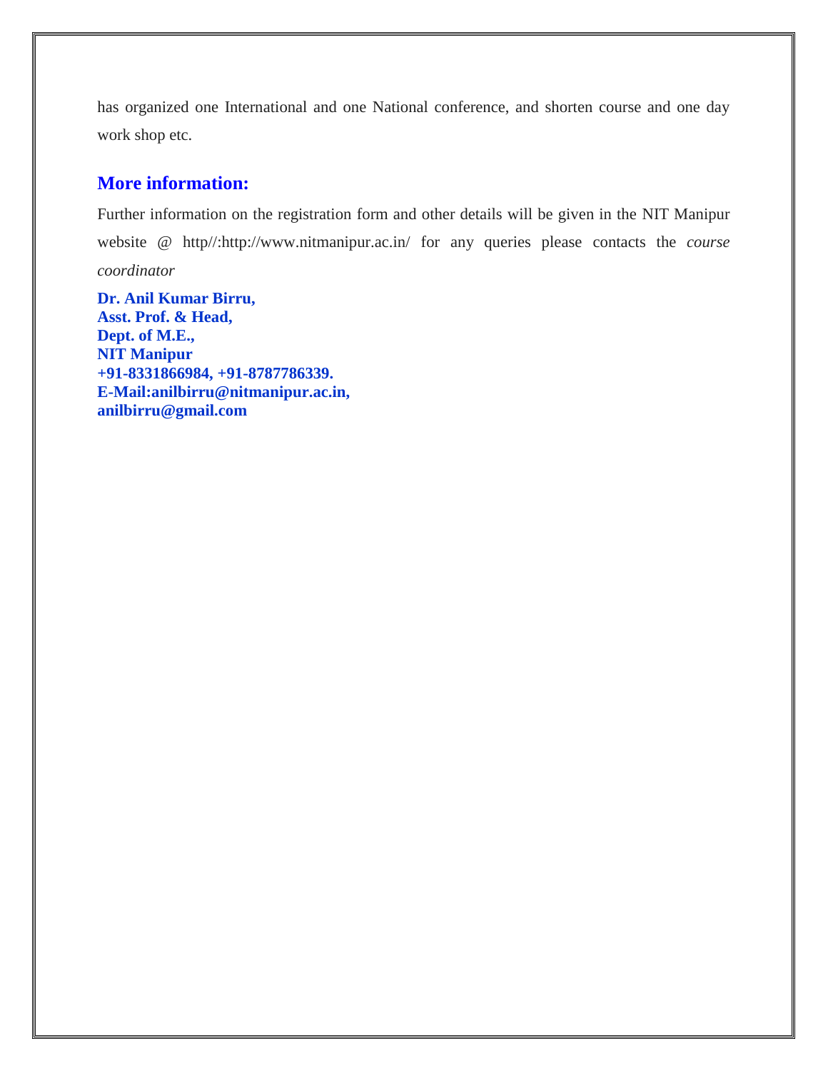has organized one International and one National conference, and shorten course and one day work shop etc.

## More information:

Further information on the registration form and other details will be given in the NIT Manipur website @ http//:http://www.nitmanipur.ac.in/ for any queries please contacts the *course coordinator*

**Dr. Anil Kumar Birru,**
**Asst. Prof. & Head,**
**Dept. of M.E.,**
**NIT Manipur**
**+91-8331866984, +91-8787786339.**
**E-Mail:anilbirru@nitmanipur.ac.in,**
**anilbirru@gmail.com**